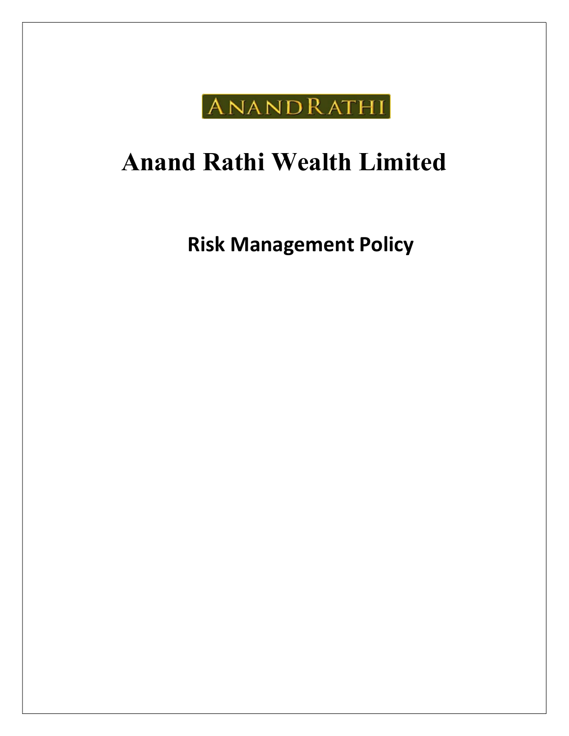ANANDRATHI

# Anand Rathi Wealth Limited

## Risk Management Policy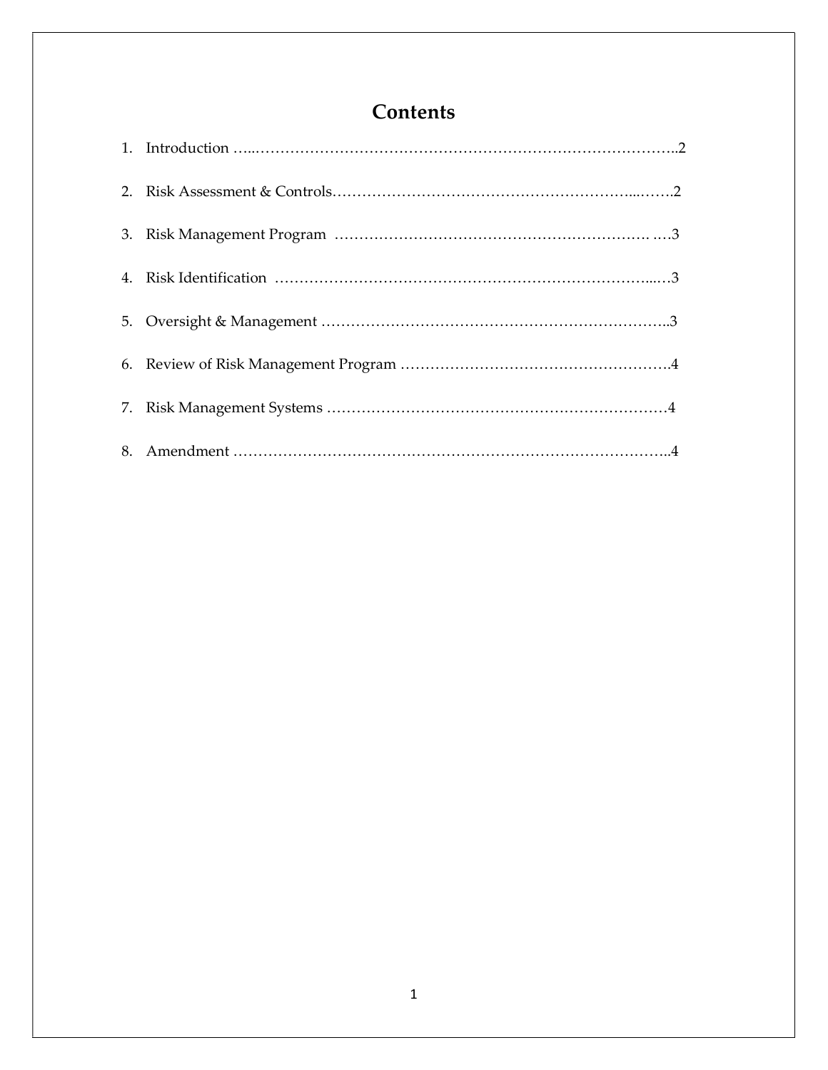# Contents

1. Introduction …..………………………………………………………….……………..2
2. Risk Assessment & Controls…………………………………………………...…….2
3. Risk Management Program ……………………………………………………. .…3
4. Risk Identification ……………………………………………………………...…3
5. Oversight & Management ……………………………………………………………..3
6. Review of Risk Management Program ……………………………………………….4
7. Risk Management Systems ……………………………………………………………4
8. Amendment ……………………………………………………………………….…..4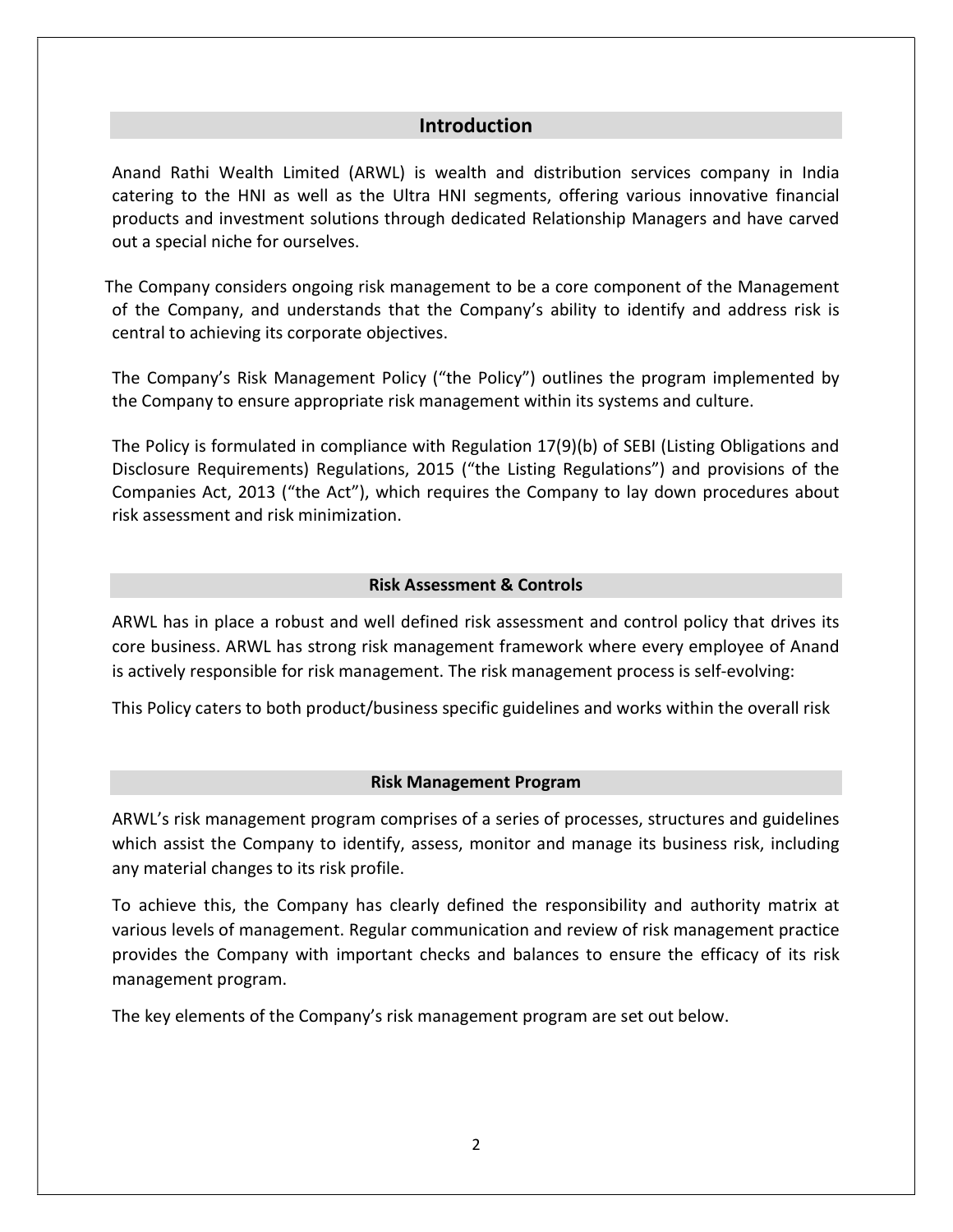## Introduction

Anand Rathi Wealth Limited (ARWL) is wealth and distribution services company in India catering to the HNI as well as the Ultra HNI segments, offering various innovative financial products and investment solutions through dedicated Relationship Managers and have carved out a special niche for ourselves.

The Company considers ongoing risk management to be a core component of the Management of the Company, and understands that the Company's ability to identify and address risk is central to achieving its corporate objectives.

The Company's Risk Management Policy ("the Policy") outlines the program implemented by the Company to ensure appropriate risk management within its systems and culture.

The Policy is formulated in compliance with Regulation 17(9)(b) of SEBI (Listing Obligations and Disclosure Requirements) Regulations, 2015 ("the Listing Regulations") and provisions of the Companies Act, 2013 ("the Act"), which requires the Company to lay down procedures about risk assessment and risk minimization.

### Risk Assessment & Controls

ARWL has in place a robust and well defined risk assessment and control policy that drives its core business. ARWL has strong risk management framework where every employee of Anand is actively responsible for risk management. The risk management process is self-evolving:

This Policy caters to both product/business specific guidelines and works within the overall risk

### Risk Management Program

ARWL's risk management program comprises of a series of processes, structures and guidelines which assist the Company to identify, assess, monitor and manage its business risk, including any material changes to its risk profile.

To achieve this, the Company has clearly defined the responsibility and authority matrix at various levels of management. Regular communication and review of risk management practice provides the Company with important checks and balances to ensure the efficacy of its risk management program.

The key elements of the Company's risk management program are set out below.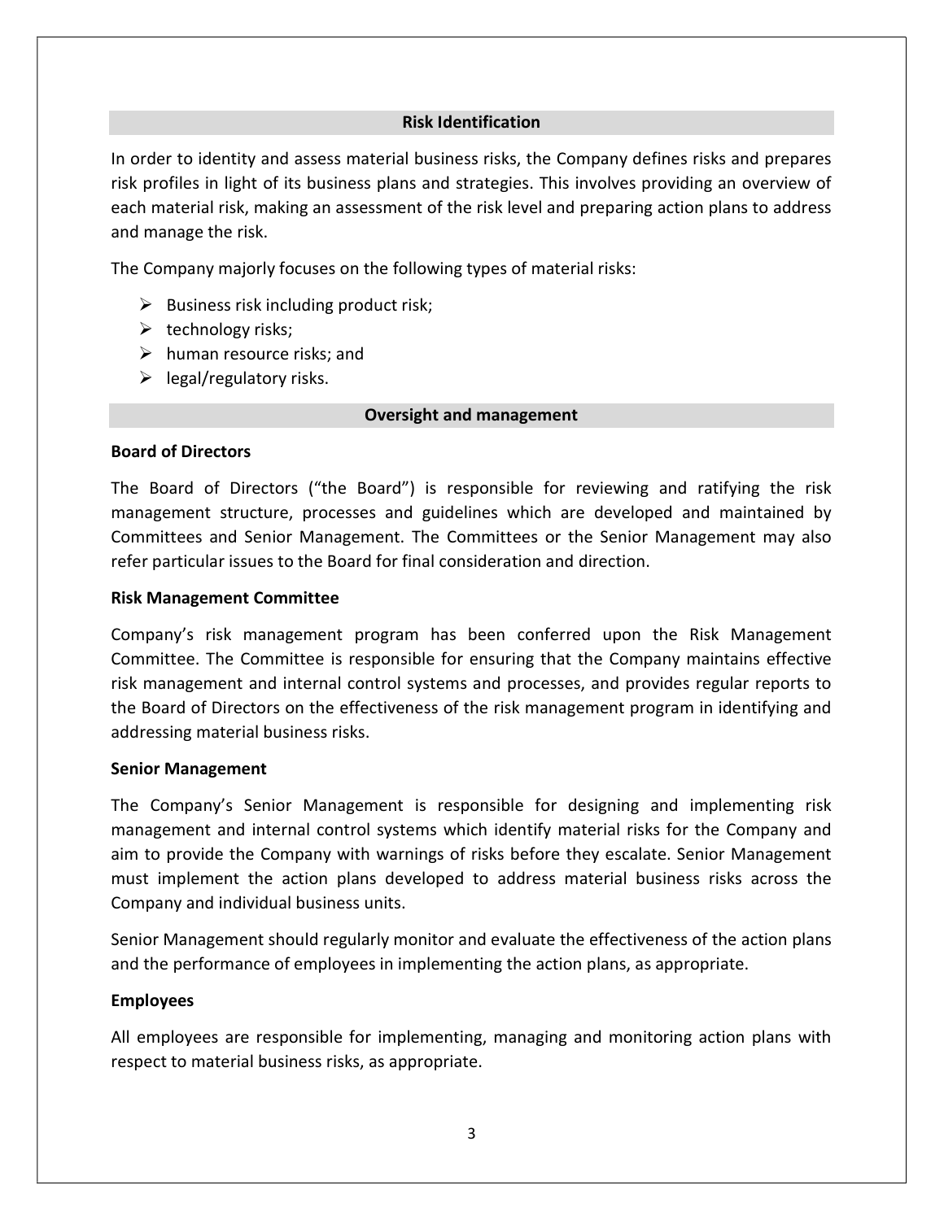## Risk Identification

In order to identity and assess material business risks, the Company defines risks and prepares risk profiles in light of its business plans and strategies. This involves providing an overview of each material risk, making an assessment of the risk level and preparing action plans to address and manage the risk.

The Company majorly focuses on the following types of material risks:

- Business risk including product risk;
- technology risks;
- human resource risks; and
- legal/regulatory risks.

## Oversight and management

### Board of Directors

The Board of Directors ("the Board") is responsible for reviewing and ratifying the risk management structure, processes and guidelines which are developed and maintained by Committees and Senior Management. The Committees or the Senior Management may also refer particular issues to the Board for final consideration and direction.

### Risk Management Committee

Company's risk management program has been conferred upon the Risk Management Committee. The Committee is responsible for ensuring that the Company maintains effective risk management and internal control systems and processes, and provides regular reports to the Board of Directors on the effectiveness of the risk management program in identifying and addressing material business risks.

### Senior Management

The Company's Senior Management is responsible for designing and implementing risk management and internal control systems which identify material risks for the Company and aim to provide the Company with warnings of risks before they escalate. Senior Management must implement the action plans developed to address material business risks across the Company and individual business units.

Senior Management should regularly monitor and evaluate the effectiveness of the action plans and the performance of employees in implementing the action plans, as appropriate.

### Employees

All employees are responsible for implementing, managing and monitoring action plans with respect to material business risks, as appropriate.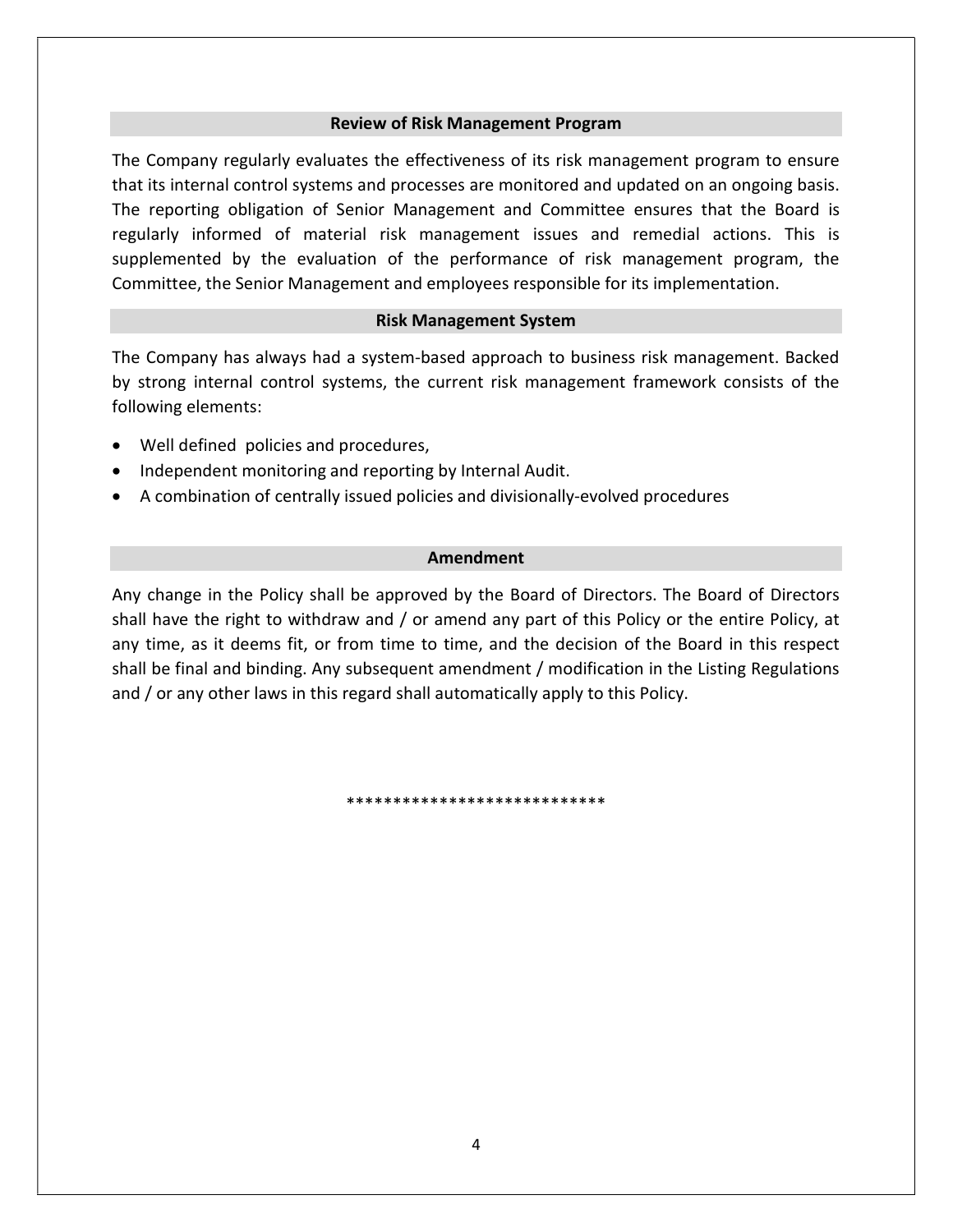## Review of Risk Management Program

The Company regularly evaluates the effectiveness of its risk management program to ensure that its internal control systems and processes are monitored and updated on an ongoing basis. The reporting obligation of Senior Management and Committee ensures that the Board is regularly informed of material risk management issues and remedial actions. This is supplemented by the evaluation of the performance of risk management program, the Committee, the Senior Management and employees responsible for its implementation.

## Risk Management System

The Company has always had a system-based approach to business risk management. Backed by strong internal control systems, the current risk management framework consists of the following elements:

- Well defined policies and procedures,
- Independent monitoring and reporting by Internal Audit.
- A combination of centrally issued policies and divisionally-evolved procedures

## Amendment

Any change in the Policy shall be approved by the Board of Directors. The Board of Directors shall have the right to withdraw and / or amend any part of this Policy or the entire Policy, at any time, as it deems fit, or from time to time, and the decision of the Board in this respect shall be final and binding. Any subsequent amendment / modification in the Listing Regulations and / or any other laws in this regard shall automatically apply to this Policy.

****************************